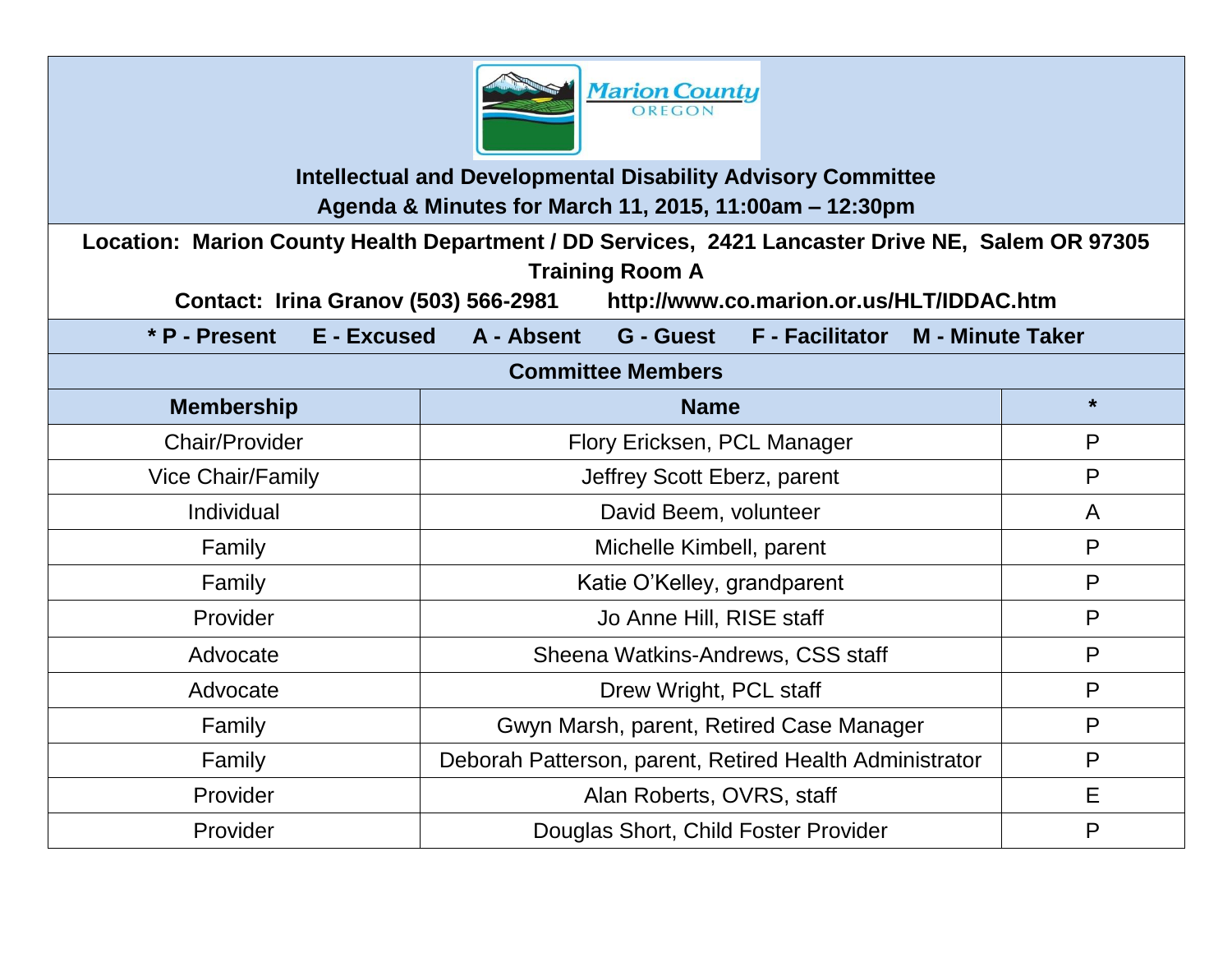Marion County OREGON

# Intellectual and Developmental Disability Advisory Committee

## Agenda & Minutes for March 11, 2015, 11:00am – 12:30pm

**Location: Marion County Health Department / DD Services, 2421 Lancaster Drive NE, Salem OR 97305**
**Training Room A**
**Contact: Irina Granov (503) 566-2981 http://www.co.marion.or.us/HLT/IDDAC.htm**

**\* P - Present E - Excused A - Absent G - Guest F - Facilitator M - Minute Taker**

### Committee Members

| Membership | Name | * |
|---|---|---|
| Chair/Provider | Flory Ericksen, PCL Manager | P |
| Vice Chair/Family | Jeffrey Scott Eberz, parent | P |
| Individual | David Beem, volunteer | A |
| Family | Michelle Kimbell, parent | P |
| Family | Katie O'Kelley, grandparent | P |
| Provider | Jo Anne Hill, RISE staff | P |
| Advocate | Sheena Watkins-Andrews, CSS staff | P |
| Advocate | Drew Wright, PCL staff | P |
| Family | Gwyn Marsh, parent, Retired Case Manager | P |
| Family | Deborah Patterson, parent, Retired Health Administrator | P |
| Provider | Alan Roberts, OVRS, staff | E |
| Provider | Douglas Short, Child Foster Provider | P |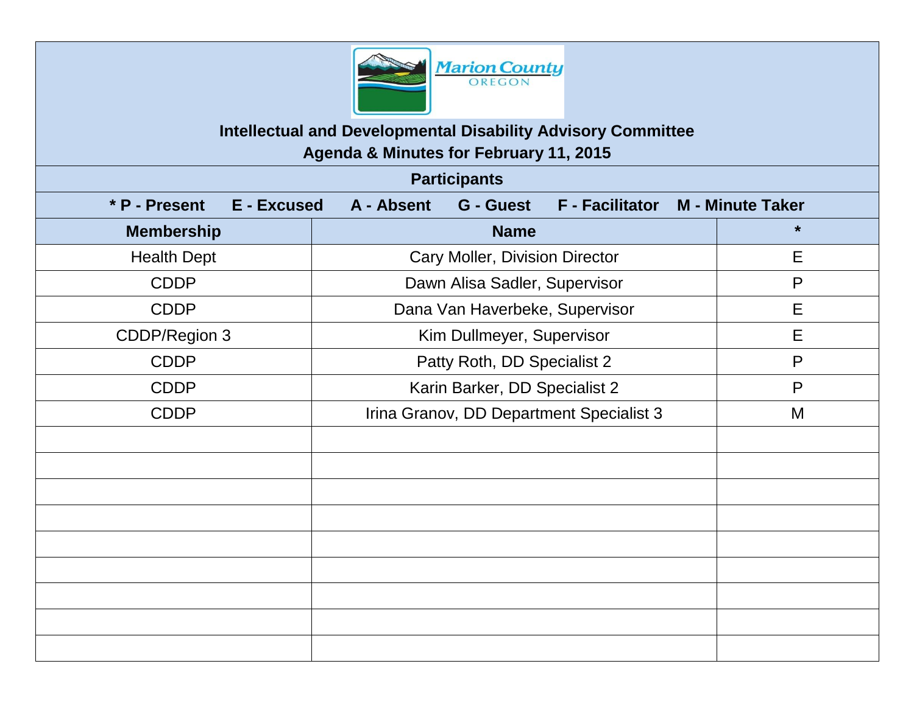Marion County
OREGON

## Intellectual and Developmental Disability Advisory Committee
## Agenda & Minutes for February 11, 2015

| Participants | | |
|---|---|---|
| * P - Present E - Excused A - Absent G - Guest F - Facilitator M - Minute Taker | | |
| **Membership** | **Name** | ***** |
| Health Dept | Cary Moller, Division Director | E |
| CDDP | Dawn Alisa Sadler, Supervisor | P |
| CDDP | Dana Van Haverbeke, Supervisor | E |
| CDDP/Region 3 | Kim Dullmeyer, Supervisor | E |
| CDDP | Patty Roth, DD Specialist 2 | P |
| CDDP | Karin Barker, DD Specialist 2 | P |
| CDDP | Irina Granov, DD Department Specialist 3 | M |
| | | |
| | | |
| | | |
| | | |
| | | |
| | | |
| | | |
| | | |
| | | |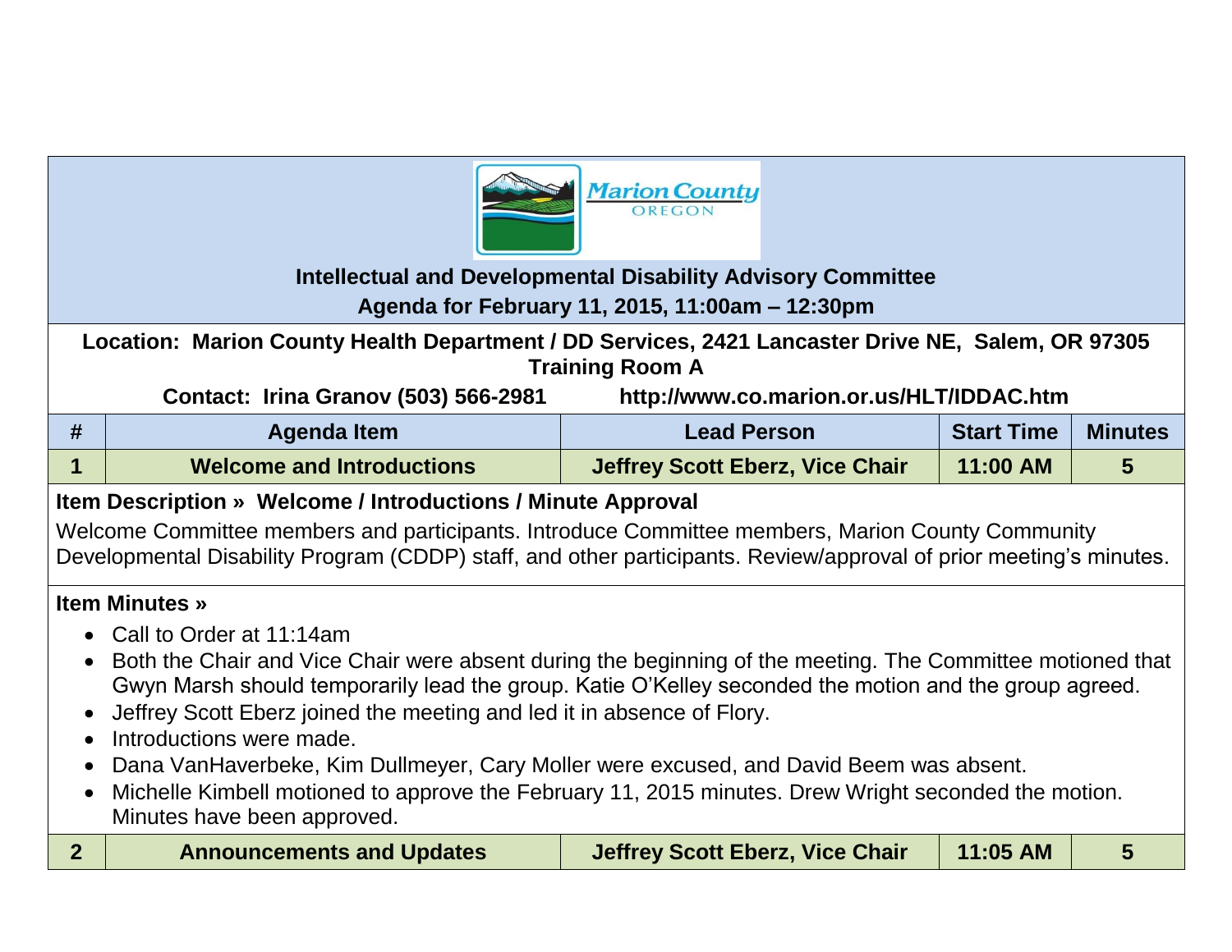**Marion County OREGON**

**Intellectual and Developmental Disability Advisory Committee**
**Agenda for February 11, 2015, 11:00am – 12:30pm**

**Location: Marion County Health Department / DD Services, 2421 Lancaster Drive NE, Salem, OR 97305**
**Training Room A**
**Contact: Irina Granov (503) 566-2981 http://www.co.marion.or.us/HLT/IDDAC.htm**

| # | Agenda Item | Lead Person | Start Time | Minutes |
|---|---|---|---|---|
| 1 | Welcome and Introductions | Jeffrey Scott Eberz, Vice Chair | 11:00 AM | 5 |

**Item Description » Welcome / Introductions / Minute Approval**

Welcome Committee members and participants. Introduce Committee members, Marion County Community Developmental Disability Program (CDDP) staff, and other participants. Review/approval of prior meeting's minutes.

**Item Minutes »**

- Call to Order at 11:14am
- Both the Chair and Vice Chair were absent during the beginning of the meeting. The Committee motioned that Gwyn Marsh should temporarily lead the group. Katie O'Kelley seconded the motion and the group agreed.
- Jeffrey Scott Eberz joined the meeting and led it in absence of Flory.
- Introductions were made.
- Dana VanHaverbeke, Kim Dullmeyer, Cary Moller were excused, and David Beem was absent.
- Michelle Kimbell motioned to approve the February 11, 2015 minutes. Drew Wright seconded the motion. Minutes have been approved.

| # | Agenda Item | Lead Person | Start Time | Minutes |
|---|---|---|---|---|
| 2 | Announcements and Updates | Jeffrey Scott Eberz, Vice Chair | 11:05 AM | 5 |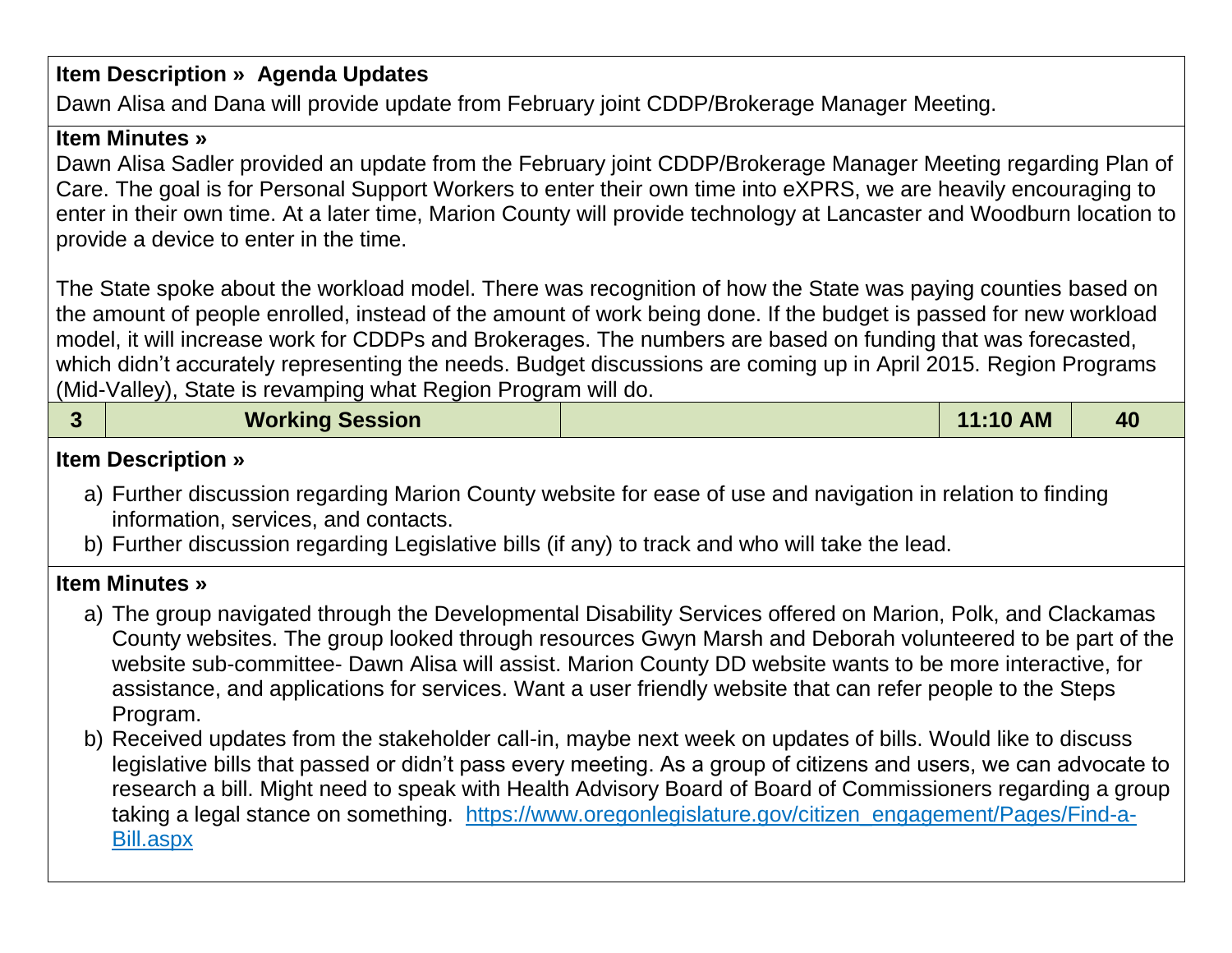**Item Description » Agenda Updates**

Dawn Alisa and Dana will provide update from February joint CDDP/Brokerage Manager Meeting.

**Item Minutes »**

Dawn Alisa Sadler provided an update from the February joint CDDP/Brokerage Manager Meeting regarding Plan of Care. The goal is for Personal Support Workers to enter their own time into eXPRS, we are heavily encouraging to enter in their own time. At a later time, Marion County will provide technology at Lancaster and Woodburn location to provide a device to enter in the time.

The State spoke about the workload model. There was recognition of how the State was paying counties based on the amount of people enrolled, instead of the amount of work being done. If the budget is passed for new workload model, it will increase work for CDDPs and Brokerages. The numbers are based on funding that was forecasted, which didn't accurately representing the needs. Budget discussions are coming up in April 2015. Region Programs (Mid-Valley), State is revamping what Region Program will do.

| 3 | Working Session | | 11:10 AM | 40 |
|---|---|---|---|---|

**Item Description »**

a) Further discussion regarding Marion County website for ease of use and navigation in relation to finding information, services, and contacts.
b) Further discussion regarding Legislative bills (if any) to track and who will take the lead.

**Item Minutes »**

a) The group navigated through the Developmental Disability Services offered on Marion, Polk, and Clackamas County websites. The group looked through resources Gwyn Marsh and Deborah volunteered to be part of the website sub-committee- Dawn Alisa will assist. Marion County DD website wants to be more interactive, for assistance, and applications for services. Want a user friendly website that can refer people to the Steps Program.
b) Received updates from the stakeholder call-in, maybe next week on updates of bills. Would like to discuss legislative bills that passed or didn't pass every meeting. As a group of citizens and users, we can advocate to research a bill. Might need to speak with Health Advisory Board of Board of Commissioners regarding a group taking a legal stance on something. https://www.oregonlegislature.gov/citizen_engagement/Pages/Find-a-Bill.aspx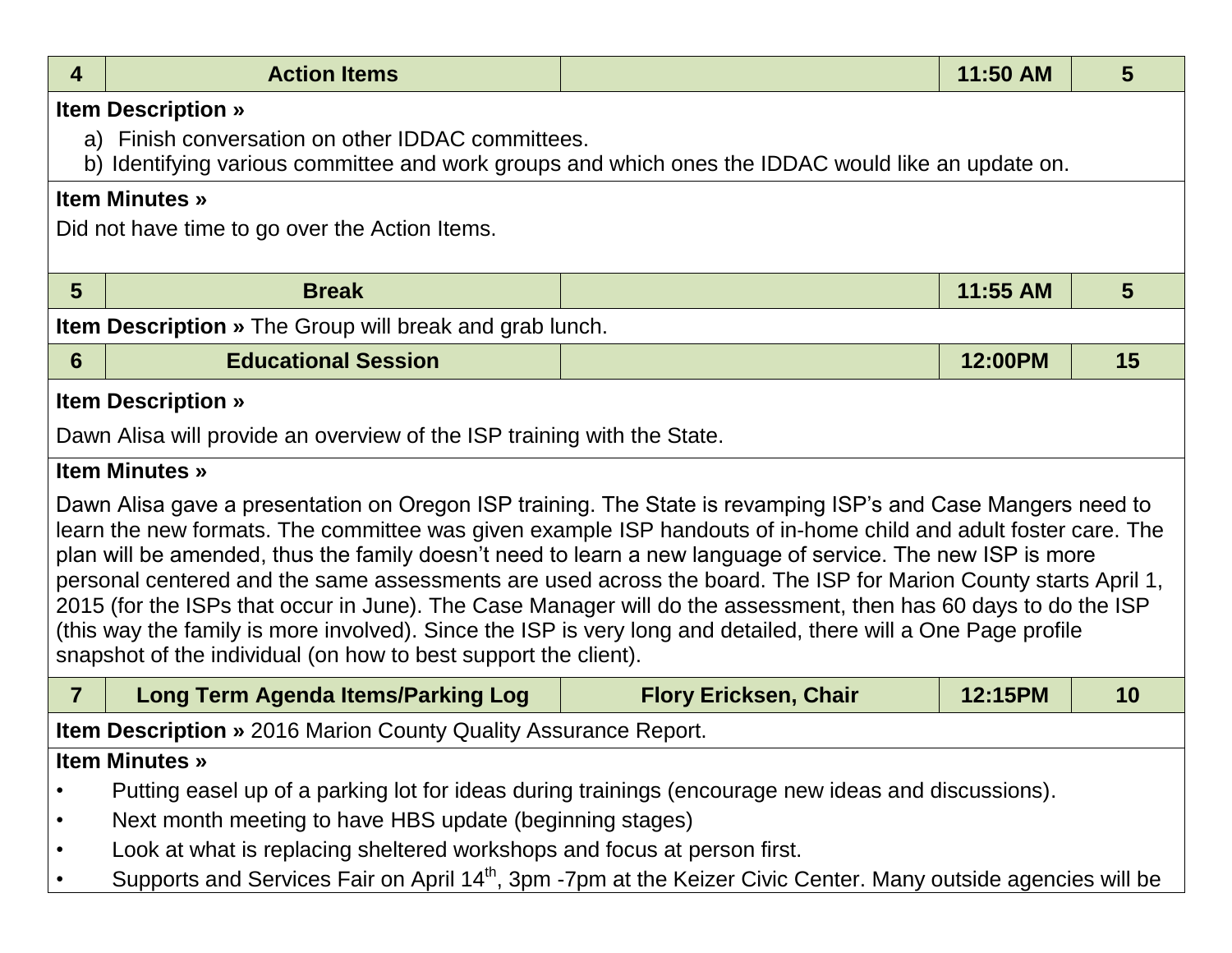| 4 | Action Items | | 11:50 AM | 5 |
|---|---|---|---|---|

**Item Description »**

a) Finish conversation on other IDDAC committees.
b) Identifying various committee and work groups and which ones the IDDAC would like an update on.

**Item Minutes »**

Did not have time to go over the Action Items.

| 5 | Break | | 11:55 AM | 5 |
|---|---|---|---|---|

**Item Description »** The Group will break and grab lunch.

| 6 | Educational Session | | 12:00PM | 15 |
|---|---|---|---|---|

**Item Description »**

Dawn Alisa will provide an overview of the ISP training with the State.

**Item Minutes »**

Dawn Alisa gave a presentation on Oregon ISP training. The State is revamping ISP's and Case Mangers need to learn the new formats. The committee was given example ISP handouts of in-home child and adult foster care. The plan will be amended, thus the family doesn't need to learn a new language of service. The new ISP is more personal centered and the same assessments are used across the board. The ISP for Marion County starts April 1, 2015 (for the ISPs that occur in June). The Case Manager will do the assessment, then has 60 days to do the ISP (this way the family is more involved). Since the ISP is very long and detailed, there will a One Page profile snapshot of the individual (on how to best support the client).

| 7 | Long Term Agenda Items/Parking Log | Flory Ericksen, Chair | 12:15PM | 10 |
|---|---|---|---|---|

**Item Description »** 2016 Marion County Quality Assurance Report.

**Item Minutes »**

- Putting easel up of a parking lot for ideas during trainings (encourage new ideas and discussions).
- Next month meeting to have HBS update (beginning stages)
- Look at what is replacing sheltered workshops and focus at person first.
- Supports and Services Fair on April 14th, 3pm -7pm at the Keizer Civic Center. Many outside agencies will be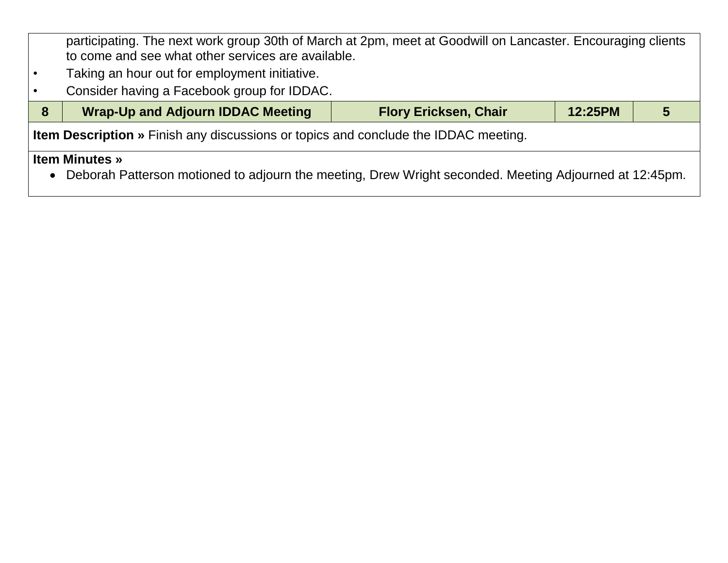participating. The next work group 30th of March at 2pm, meet at Goodwill on Lancaster. Encouraging clients to come and see what other services are available.

- Taking an hour out for employment initiative.
- Consider having a Facebook group for IDDAC.

| | | | | |
|---|---|---|---|---|
| **8** | **Wrap-Up and Adjourn IDDAC Meeting** | **Flory Ericksen, Chair** | **12:25PM** | **5** |

**Item Description »** Finish any discussions or topics and conclude the IDDAC meeting.

**Item Minutes »**

- Deborah Patterson motioned to adjourn the meeting, Drew Wright seconded. Meeting Adjourned at 12:45pm.